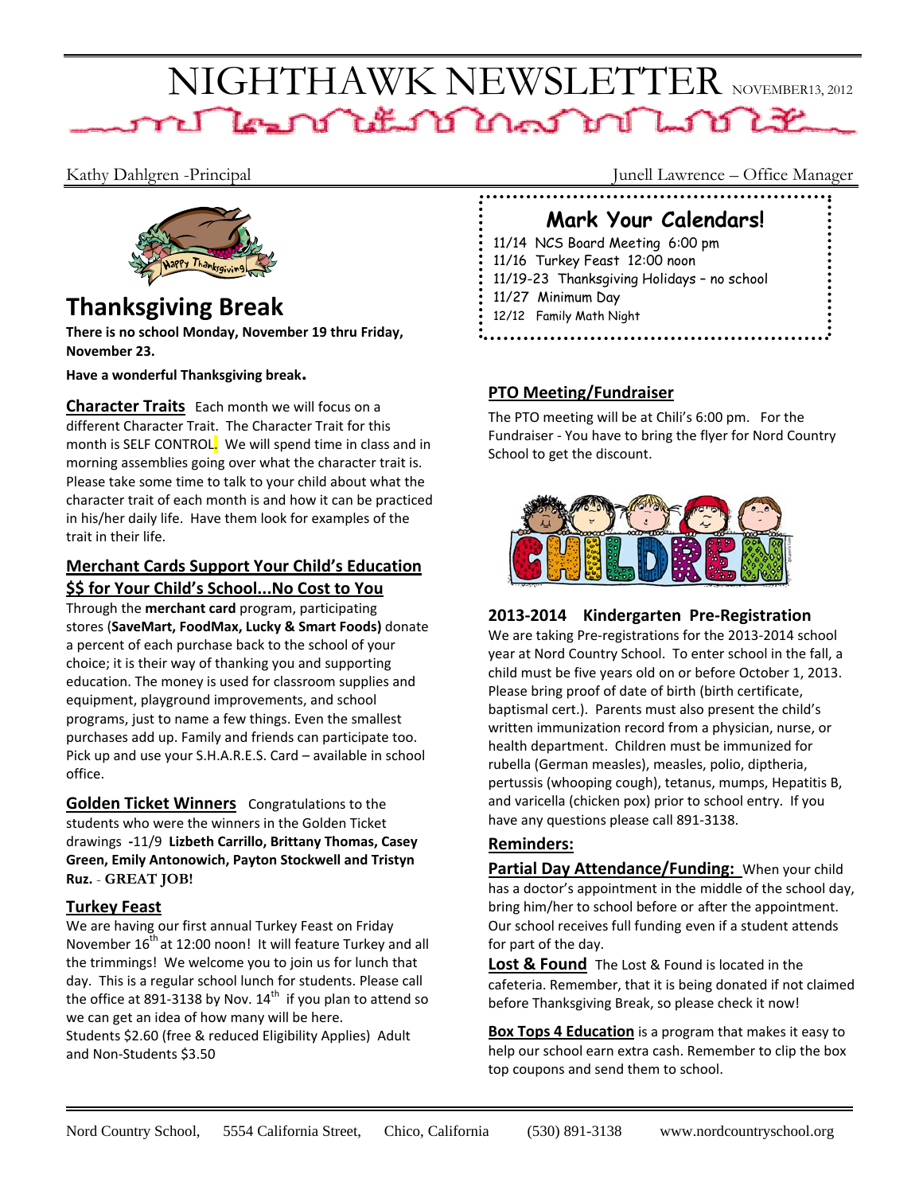# NIGHTHAWK NEWSLETTER NOVEMBER13, 2012

Kathy Dahlgren -Principal

Junell Lawrence – Office Manager

## Thanksgiving Break

**There is no school Monday, November 19 thru Friday, November 23.**

**Have a wonderful Thanksgiving break.**

**Character Traits** Each month we will focus on a different Character Trait. The Character Trait for this month is SELF CONTROL. We will spend time in class and in morning assemblies going over what the character trait is. Please take some time to talk to your child about what the character trait of each month is and how it can be practiced in his/her daily life. Have them look for examples of the trait in their life.

### Merchant Cards Support Your Child's Education $$ for Your Child's School...No Cost to You

Through the **merchant card** program, participating stores (**SaveMart, FoodMax, Lucky & Smart Foods)** donate a percent of each purchase back to the school of your choice; it is their way of thanking you and supporting education. The money is used for classroom supplies and equipment, playground improvements, and school programs, just to name a few things. Even the smallest purchases add up. Family and friends can participate too. Pick up and use your S.H.A.R.E.S. Card – available in school office.

**Golden Ticket Winners** Congratulations to the students who were the winners in the Golden Ticket drawings -11/9 **Lizbeth Carrillo, Brittany Thomas, Casey Green, Emily Antonowich, Payton Stockwell and Tristyn Ruz.** - **GREAT JOB!**

### Turkey Feast

We are having our first annual Turkey Feast on Friday November 16th at 12:00 noon! It will feature Turkey and all the trimmings! We welcome you to join us for lunch that day. This is a regular school lunch for students. Please call the office at 891-3138 by Nov. 14th if you plan to attend so we can get an idea of how many will be here.
Students $2.60 (free & reduced Eligibility Applies) Adult and Non-Students $3.50

## Mark Your Calendars!

- 11/14 NCS Board Meeting 6:00 pm
- 11/16 Turkey Feast 12:00 noon
- 11/19-23 Thanksgiving Holidays – no school
- 11/27 Minimum Day
- 12/12 Family Math Night

### PTO Meeting/Fundraiser

The PTO meeting will be at Chili's 6:00 pm. For the Fundraiser - You have to bring the flyer for Nord Country School to get the discount.

### 2013-2014 Kindergarten Pre-Registration

We are taking Pre-registrations for the 2013-2014 school year at Nord Country School. To enter school in the fall, a child must be five years old on or before October 1, 2013. Please bring proof of date of birth (birth certificate, baptismal cert.). Parents must also present the child's written immunization record from a physician, nurse, or health department. Children must be immunized for rubella (German measles), measles, polio, diptheria, pertussis (whooping cough), tetanus, mumps, Hepatitis B, and varicella (chicken pox) prior to school entry. If you have any questions please call 891-3138.

### Reminders:

**Partial Day Attendance/Funding:** When your child has a doctor's appointment in the middle of the school day, bring him/her to school before or after the appointment. Our school receives full funding even if a student attends for part of the day.

**Lost & Found** The Lost & Found is located in the cafeteria. Remember, that it is being donated if not claimed before Thanksgiving Break, so please check it now!

**Box Tops 4 Education** is a program that makes it easy to help our school earn extra cash. Remember to clip the box top coupons and send them to school.

Nord Country School, 5554 California Street, Chico, California (530) 891-3138 www.nordcountryschool.org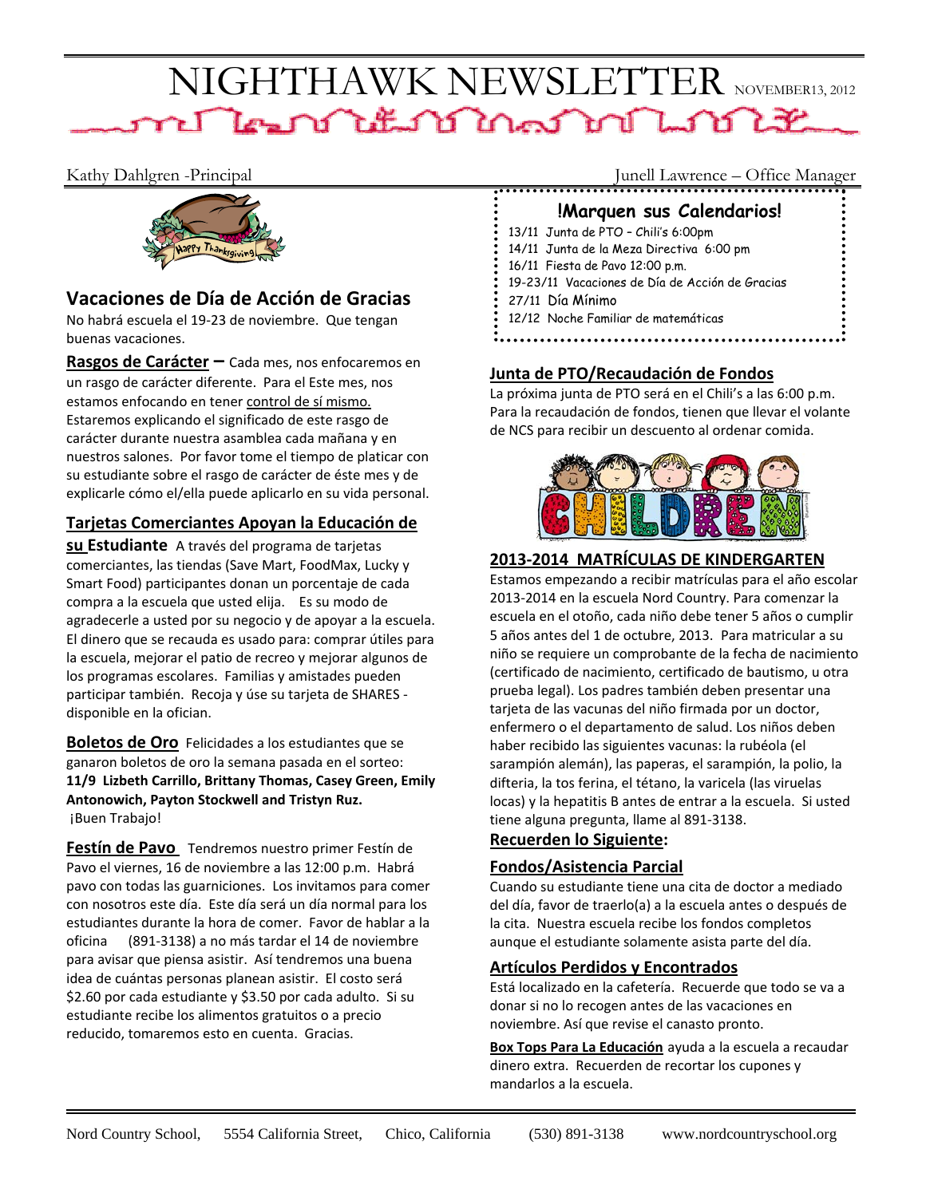# NIGHTHAWK NEWSLETTER NOVEMBER13, 2012

Kathy Dahlgren -Principal

Junell Lawrence – Office Manager

## Vacaciones de Día de Acción de Gracias

No habrá escuela el 19-23 de noviembre. Que tengan buenas vacaciones.

**Rasgos de Carácter –** Cada mes, nos enfocaremos en un rasgo de carácter diferente. Para el Este mes, nos estamos enfocando en tener control de sí mismo. Estaremos explicando el significado de este rasgo de carácter durante nuestra asamblea cada mañana y en nuestros salones. Por favor tome el tiempo de platicar con su estudiante sobre el rasgo de carácter de éste mes y de explicarle cómo el/ella puede aplicarlo en su vida personal.

**Tarjetas Comerciantes Apoyan la Educación de su Estudiante** A través del programa de tarjetas comerciantes, las tiendas (Save Mart, FoodMax, Lucky y Smart Food) participantes donan un porcentaje de cada compra a la escuela que usted elija. Es su modo de agradecerle a usted por su negocio y de apoyar a la escuela. El dinero que se recauda es usado para: comprar útiles para la escuela, mejorar el patio de recreo y mejorar algunos de los programas escolares. Familias y amistades pueden participar también. Recoja y úse su tarjeta de SHARES - disponible en la ofician.

**Boletos de Oro** Felicidades a los estudiantes que se ganaron boletos de oro la semana pasada en el sorteo:
**11/9 Lizbeth Carrillo, Brittany Thomas, Casey Green, Emily Antonowich, Payton Stockwell and Tristyn Ruz.**
¡Buen Trabajo!

**Festín de Pavo** Tendremos nuestro primer Festín de Pavo el viernes, 16 de noviembre a las 12:00 p.m. Habrá pavo con todas las guarniciones. Los invitamos para comer con nosotros este día. Este día será un día normal para los estudiantes durante la hora de comer. Favor de hablar a la oficina (891-3138) a no más tardar el 14 de noviembre para avisar que piensa asistir. Así tendremos una buena idea de cuántas personas planean asistir. El costo será $2.60 por cada estudiante y $3.50 por cada adulto. Si su estudiante recibe los alimentos gratuitos o a precio reducido, tomaremos esto en cuenta. Gracias.

## !Marquen sus Calendarios!

- 13/11 Junta de PTO – Chili's 6:00pm
- 14/11 Junta de la Meza Directiva 6:00 pm
- 16/11 Fiesta de Pavo 12:00 p.m.
- 19-23/11 Vacaciones de Día de Acción de Gracias
- 27/11 Día Mínimo
- 12/12 Noche Familiar de matemáticas

**Junta de PTO/Recaudación de Fondos**

La próxima junta de PTO será en el Chili's a las 6:00 p.m. Para la recaudación de fondos, tienen que llevar el volante de NCS para recibir un descuento al ordenar comida.

**2013-2014 MATRÍCULAS DE KINDERGARTEN**

Estamos empezando a recibir matrículas para el año escolar 2013-2014 en la escuela Nord Country. Para comenzar la escuela en el otoño, cada niño debe tener 5 años o cumplir 5 años antes del 1 de octubre, 2013. Para matricular a su niño se requiere un comprobante de la fecha de nacimiento (certificado de nacimiento, certificado de bautismo, u otra prueba legal). Los padres también deben presentar una tarjeta de las vacunas del niño firmada por un doctor, enfermero o el departamento de salud. Los niños deben haber recibido las siguientes vacunas: la rubéola (el sarampión alemán), las paperas, el sarampión, la polio, la difteria, la tos ferina, el tétano, la varicela (las viruelas locas) y la hepatitis B antes de entrar a la escuela. Si usted tiene alguna pregunta, llame al 891-3138.

**Recuerden lo Siguiente:**

**Fondos/Asistencia Parcial**

Cuando su estudiante tiene una cita de doctor a mediado del día, favor de traerlo(a) a la escuela antes o después de la cita. Nuestra escuela recibe los fondos completos aunque el estudiante solamente asista parte del día.

**Artículos Perdidos y Encontrados**

Está localizado en la cafetería. Recuerde que todo se va a donar si no lo recogen antes de las vacaciones en noviembre. Así que revise el canasto pronto.

**Box Tops Para La Educación** ayuda a la escuela a recaudar dinero extra. Recuerden de recortar los cupones y mandarlos a la escuela.

Nord Country School, 5554 California Street, Chico, California (530) 891-3138 www.nordcountryschool.org